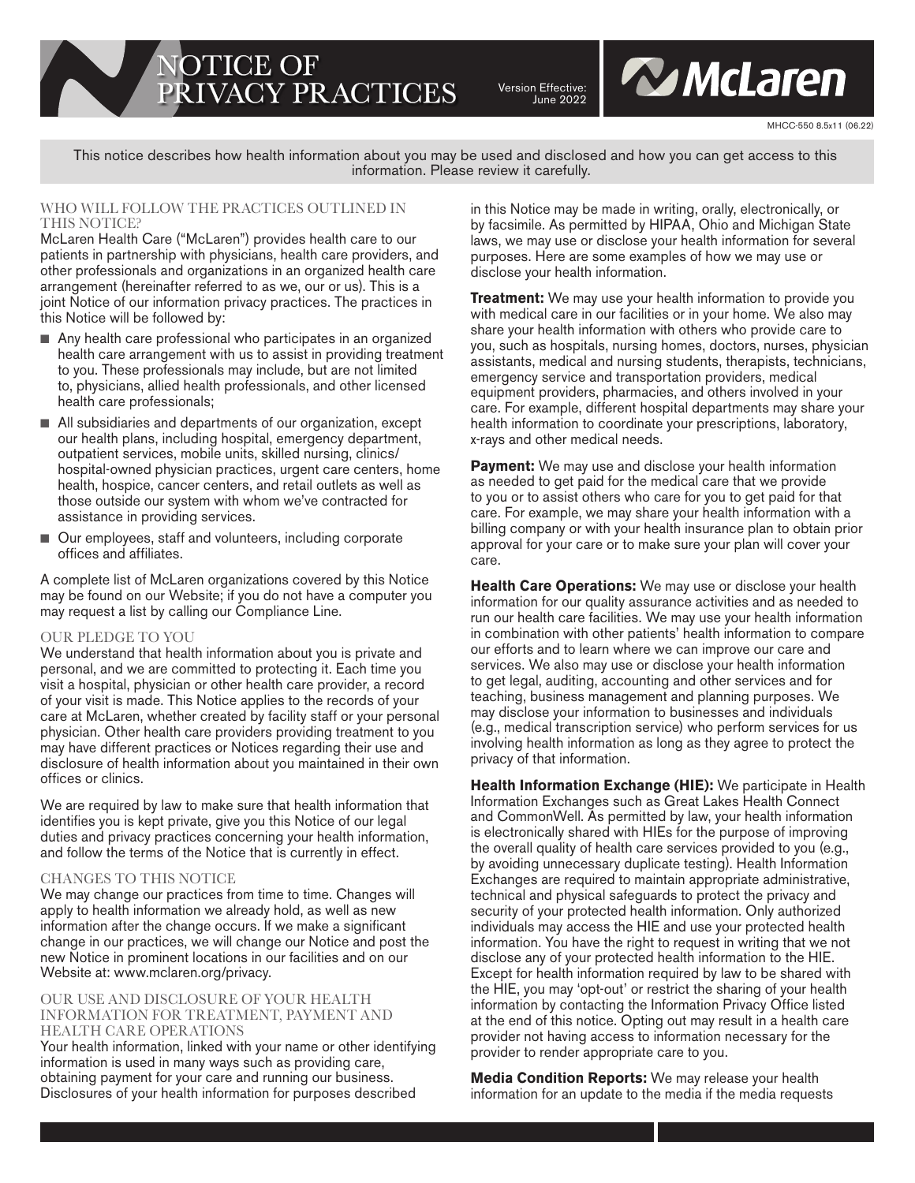# NOTICE OF PRIVACY PRACTICES

Version Effective: June 2022

McLaren

MHCC-550 8.5x11 (06.22)

This notice describes how health information about you may be used and disclosed and how you can get access to this information. Please review it carefully.

## WHO WILL FOLLOW THE PRACTICES OUTLINED IN THIS NOTICE?

McLaren Health Care ("McLaren") provides health care to our patients in partnership with physicians, health care providers, and other professionals and organizations in an organized health care arrangement (hereinafter referred to as we, our or us). This is a joint Notice of our information privacy practices. The practices in this Notice will be followed by:

- Any health care professional who participates in an organized health care arrangement with us to assist in providing treatment to you. These professionals may include, but are not limited to, physicians, allied health professionals, and other licensed health care professionals;
- All subsidiaries and departments of our organization, except our health plans, including hospital, emergency department, outpatient services, mobile units, skilled nursing, clinics/hospital-owned physician practices, urgent care centers, home health, hospice, cancer centers, and retail outlets as well as those outside our system with whom we've contracted for assistance in providing services.
- Our employees, staff and volunteers, including corporate offices and affiliates.

A complete list of McLaren organizations covered by this Notice may be found on our Website; if you do not have a computer you may request a list by calling our Compliance Line.

## OUR PLEDGE TO YOU

We understand that health information about you is private and personal, and we are committed to protecting it. Each time you visit a hospital, physician or other health care provider, a record of your visit is made. This Notice applies to the records of your care at McLaren, whether created by facility staff or your personal physician. Other health care providers providing treatment to you may have different practices or Notices regarding their use and disclosure of health information about you maintained in their own offices or clinics.

We are required by law to make sure that health information that identifies you is kept private, give you this Notice of our legal duties and privacy practices concerning your health information, and follow the terms of the Notice that is currently in effect.

## CHANGES TO THIS NOTICE

We may change our practices from time to time. Changes will apply to health information we already hold, as well as new information after the change occurs. If we make a significant change in our practices, we will change our Notice and post the new Notice in prominent locations in our facilities and on our Website at: www.mclaren.org/privacy.

## OUR USE AND DISCLOSURE OF YOUR HEALTH INFORMATION FOR TREATMENT, PAYMENT AND HEALTH CARE OPERATIONS

Your health information, linked with your name or other identifying information is used in many ways such as providing care, obtaining payment for your care and running our business. Disclosures of your health information for purposes described in this Notice may be made in writing, orally, electronically, or by facsimile. As permitted by HIPAA, Ohio and Michigan State laws, we may use or disclose your health information for several purposes. Here are some examples of how we may use or disclose your health information.

**Treatment:** We may use your health information to provide you with medical care in our facilities or in your home. We also may share your health information with others who provide care to you, such as hospitals, nursing homes, doctors, nurses, physician assistants, medical and nursing students, therapists, technicians, emergency service and transportation providers, medical equipment providers, pharmacies, and others involved in your care. For example, different hospital departments may share your health information to coordinate your prescriptions, laboratory, x-rays and other medical needs.

**Payment:** We may use and disclose your health information as needed to get paid for the medical care that we provide to you or to assist others who care for you to get paid for that care. For example, we may share your health information with a billing company or with your health insurance plan to obtain prior approval for your care or to make sure your plan will cover your care.

**Health Care Operations:** We may use or disclose your health information for our quality assurance activities and as needed to run our health care facilities. We may use your health information in combination with other patients' health information to compare our efforts and to learn where we can improve our care and services. We also may use or disclose your health information to get legal, auditing, accounting and other services and for teaching, business management and planning purposes. We may disclose your information to businesses and individuals (e.g., medical transcription service) who perform services for us involving health information as long as they agree to protect the privacy of that information.

**Health Information Exchange (HIE):** We participate in Health Information Exchanges such as Great Lakes Health Connect and CommonWell. As permitted by law, your health information is electronically shared with HIEs for the purpose of improving the overall quality of health care services provided to you (e.g., by avoiding unnecessary duplicate testing). Health Information Exchanges are required to maintain appropriate administrative, technical and physical safeguards to protect the privacy and security of your protected health information. Only authorized individuals may access the HIE and use your protected health information. You have the right to request in writing that we not disclose any of your protected health information to the HIE. Except for health information required by law to be shared with the HIE, you may 'opt-out' or restrict the sharing of your health information by contacting the Information Privacy Office listed at the end of this notice. Opting out may result in a health care provider not having access to information necessary for the provider to render appropriate care to you.

**Media Condition Reports:** We may release your health information for an update to the media if the media requests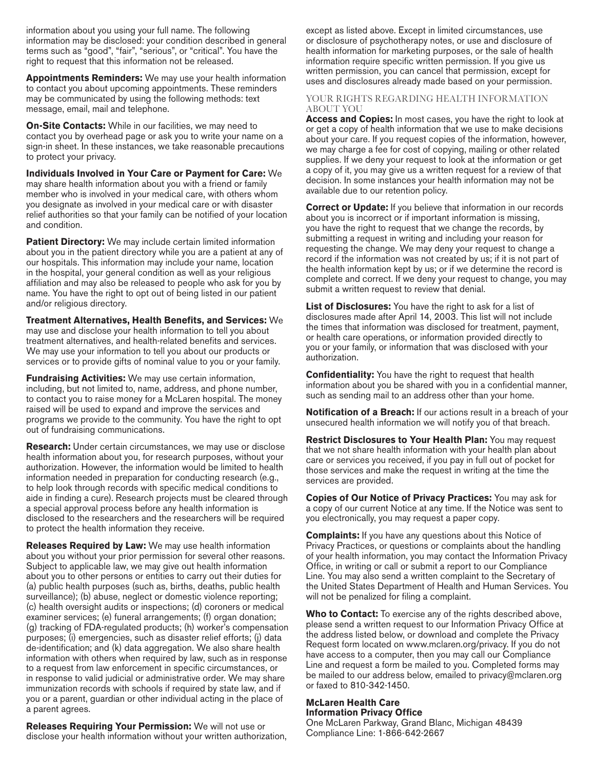information about you using your full name. The following information may be disclosed: your condition described in general terms such as "good", "fair", "serious", or "critical". You have the right to request that this information not be released.

**Appointments Reminders:** We may use your health information to contact you about upcoming appointments. These reminders may be communicated by using the following methods: text message, email, mail and telephone.

**On-Site Contacts:** While in our facilities, we may need to contact you by overhead page or ask you to write your name on a sign-in sheet. In these instances, we take reasonable precautions to protect your privacy.

**Individuals Involved in Your Care or Payment for Care:** We may share health information about you with a friend or family member who is involved in your medical care, with others whom you designate as involved in your medical care or with disaster relief authorities so that your family can be notified of your location and condition.

**Patient Directory:** We may include certain limited information about you in the patient directory while you are a patient at any of our hospitals. This information may include your name, location in the hospital, your general condition as well as your religious affiliation and may also be released to people who ask for you by name. You have the right to opt out of being listed in our patient and/or religious directory.

**Treatment Alternatives, Health Benefits, and Services:** We may use and disclose your health information to tell you about treatment alternatives, and health-related benefits and services. We may use your information to tell you about our products or services or to provide gifts of nominal value to you or your family.

**Fundraising Activities:** We may use certain information, including, but not limited to, name, address, and phone number, to contact you to raise money for a McLaren hospital. The money raised will be used to expand and improve the services and programs we provide to the community. You have the right to opt out of fundraising communications.

**Research:** Under certain circumstances, we may use or disclose health information about you, for research purposes, without your authorization. However, the information would be limited to health information needed in preparation for conducting research (e.g., to help look through records with specific medical conditions to aide in finding a cure). Research projects must be cleared through a special approval process before any health information is disclosed to the researchers and the researchers will be required to protect the health information they receive.

**Releases Required by Law:** We may use health information about you without your prior permission for several other reasons. Subject to applicable law, we may give out health information about you to other persons or entities to carry out their duties for (a) public health purposes (such as, births, deaths, public health surveillance); (b) abuse, neglect or domestic violence reporting; (c) health oversight audits or inspections; (d) coroners or medical examiner services; (e) funeral arrangements; (f) organ donation; (g) tracking of FDA-regulated products; (h) worker's compensation purposes; (i) emergencies, such as disaster relief efforts; (j) data de-identification; and (k) data aggregation. We also share health information with others when required by law, such as in response to a request from law enforcement in specific circumstances, or in response to valid judicial or administrative order. We may share immunization records with schools if required by state law, and if you or a parent, guardian or other individual acting in the place of a parent agrees.

**Releases Requiring Your Permission:** We will not use or disclose your health information without your written authorization, except as listed above. Except in limited circumstances, use or disclosure of psychotherapy notes, or use and disclosure of health information for marketing purposes, or the sale of health information require specific written permission. If you give us written permission, you can cancel that permission, except for uses and disclosures already made based on your permission.

## YOUR RIGHTS REGARDING HEALTH INFORMATION ABOUT YOU

**Access and Copies:** In most cases, you have the right to look at or get a copy of health information that we use to make decisions about your care. If you request copies of the information, however, we may charge a fee for cost of copying, mailing or other related supplies. If we deny your request to look at the information or get a copy of it, you may give us a written request for a review of that decision. In some instances your health information may not be available due to our retention policy.

**Correct or Update:** If you believe that information in our records about you is incorrect or if important information is missing, you have the right to request that we change the records, by submitting a request in writing and including your reason for requesting the change. We may deny your request to change a record if the information was not created by us; if it is not part of the health information kept by us; or if we determine the record is complete and correct. If we deny your request to change, you may submit a written request to review that denial.

**List of Disclosures:** You have the right to ask for a list of disclosures made after April 14, 2003. This list will not include the times that information was disclosed for treatment, payment, or health care operations, or information provided directly to you or your family, or information that was disclosed with your authorization.

**Confidentiality:** You have the right to request that health information about you be shared with you in a confidential manner, such as sending mail to an address other than your home.

**Notification of a Breach:** If our actions result in a breach of your unsecured health information we will notify you of that breach.

**Restrict Disclosures to Your Health Plan:** You may request that we not share health information with your health plan about care or services you received, if you pay in full out of pocket for those services and make the request in writing at the time the services are provided.

**Copies of Our Notice of Privacy Practices:** You may ask for a copy of our current Notice at any time. If the Notice was sent to you electronically, you may request a paper copy.

**Complaints:** If you have any questions about this Notice of Privacy Practices, or questions or complaints about the handling of your health information, you may contact the Information Privacy Office, in writing or call or submit a report to our Compliance Line. You may also send a written complaint to the Secretary of the United States Department of Health and Human Services. You will not be penalized for filing a complaint.

**Who to Contact:** To exercise any of the rights described above, please send a written request to our Information Privacy Office at the address listed below, or download and complete the Privacy Request form located on www.mclaren.org/privacy. If you do not have access to a computer, then you may call our Compliance Line and request a form be mailed to you. Completed forms may be mailed to our address below, emailed to privacy@mclaren.org or faxed to 810-342-1450.

**McLaren Health Care**
**Information Privacy Office**
One McLaren Parkway, Grand Blanc, Michigan 48439
Compliance Line: 1-866-642-2667